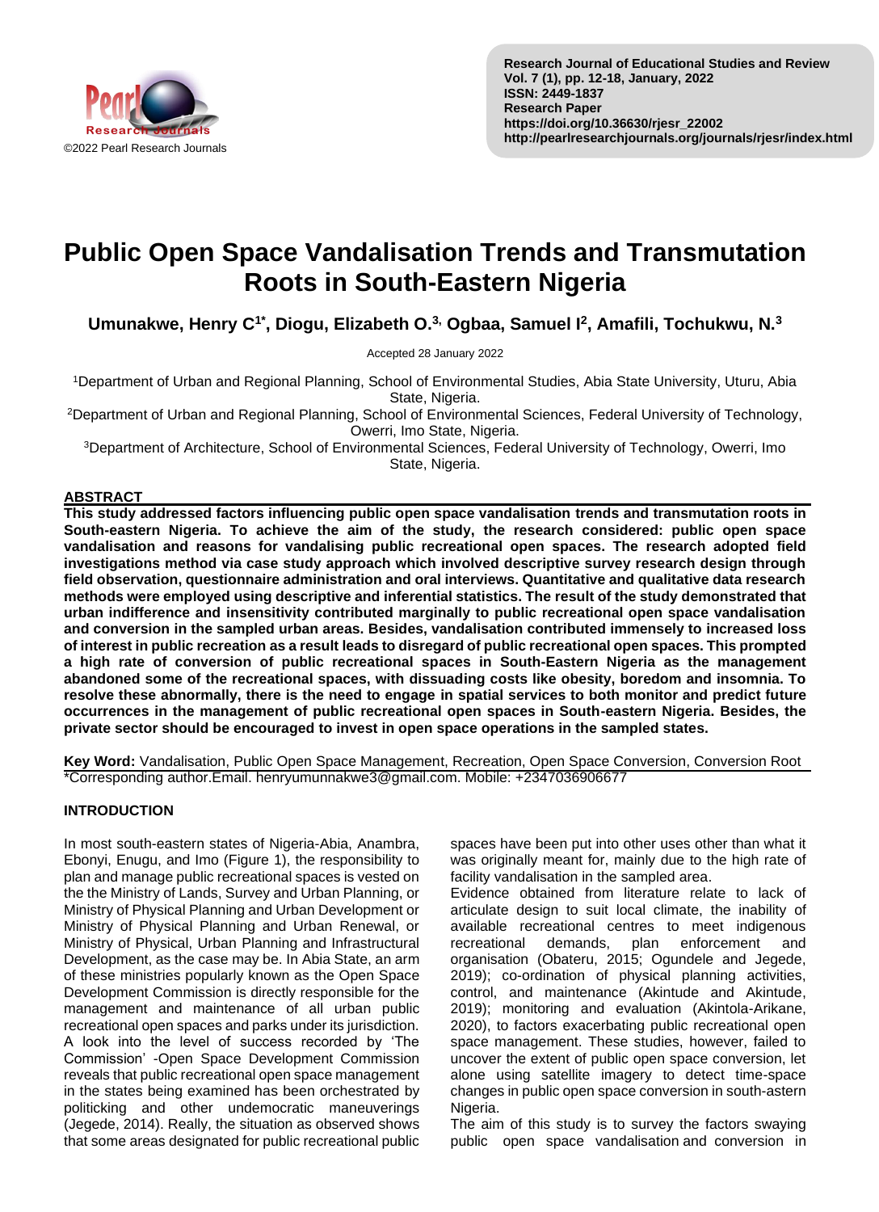# Public Open Space Vandalisation Trends and Transmutation Roots in South-Eastern Nigeria

**Umunakwe, Henry C[1*], Diogu, Elizabeth O.[3], Ogbaa, Samuel I[2], Amafili, Tochukwu, N.[3]**

Accepted 28 January 2022

[1]Department of Urban and Regional Planning, School of Environmental Studies, Abia State University, Uturu, Abia State, Nigeria.
[2]Department of Urban and Regional Planning, School of Environmental Sciences, Federal University of Technology, Owerri, Imo State, Nigeria.
[3]Department of Architecture, School of Environmental Sciences, Federal University of Technology, Owerri, Imo State, Nigeria.

## ABSTRACT

**This study addressed factors influencing public open space vandalisation trends and transmutation roots in South-eastern Nigeria. To achieve the aim of the study, the research considered: public open space vandalisation and reasons for vandalising public recreational open spaces. The research adopted field investigations method via case study approach which involved descriptive survey research design through field observation, questionnaire administration and oral interviews. Quantitative and qualitative data research methods were employed using descriptive and inferential statistics. The result of the study demonstrated that urban indifference and insensitivity contributed marginally to public recreational open space vandalisation and conversion in the sampled urban areas. Besides, vandalisation contributed immensely to increased loss of interest in public recreation as a result leads to disregard of public recreational open spaces. This prompted a high rate of conversion of public recreational spaces in South-Eastern Nigeria as the management abandoned some of the recreational spaces, with dissuading costs like obesity, boredom and insomnia. To resolve these abnormally, there is the need to engage in spatial services to both monitor and predict future occurrences in the management of public recreational open spaces in South-eastern Nigeria. Besides, the private sector should be encouraged to invest in open space operations in the sampled states.**

**Key Word:** Vandalisation, Public Open Space Management, Recreation, Open Space Conversion, Conversion Root

*Corresponding author.Email. henryumunnakwe3@gmail.com. Mobile: +2347036906677

## INTRODUCTION

In most south-eastern states of Nigeria-Abia, Anambra, Ebonyi, Enugu, and Imo (Figure 1), the responsibility to plan and manage public recreational spaces is vested on the the Ministry of Lands, Survey and Urban Planning, or Ministry of Physical Planning and Urban Development or Ministry of Physical Planning and Urban Renewal, or Ministry of Physical, Urban Planning and Infrastructural Development, as the case may be. In Abia State, an arm of these ministries popularly known as the Open Space Development Commission is directly responsible for the management and maintenance of all urban public recreational open spaces and parks under its jurisdiction. A look into the level of success recorded by 'The Commission' -Open Space Development Commission reveals that public recreational open space management in the states being examined has been orchestrated by politicking and other undemocratic maneuverings (Jegede, 2014). Really, the situation as observed shows that some areas designated for public recreational public spaces have been put into other uses other than what it was originally meant for, mainly due to the high rate of facility vandalisation in the sampled area.

Evidence obtained from literature relate to lack of articulate design to suit local climate, the inability of available recreational centres to meet indigenous recreational demands, plan enforcement and organisation (Obateru, 2015; Ogundele and Jegede, 2019); co-ordination of physical planning activities, control, and maintenance (Akintude and Akintude, 2019); monitoring and evaluation (Akintola-Arikane, 2020), to factors exacerbating public recreational open space management. These studies, however, failed to uncover the extent of public open space conversion, let alone using satellite imagery to detect time-space changes in public open space conversion in south-astern Nigeria.

The aim of this study is to survey the factors swaying public open space vandalisation and conversion in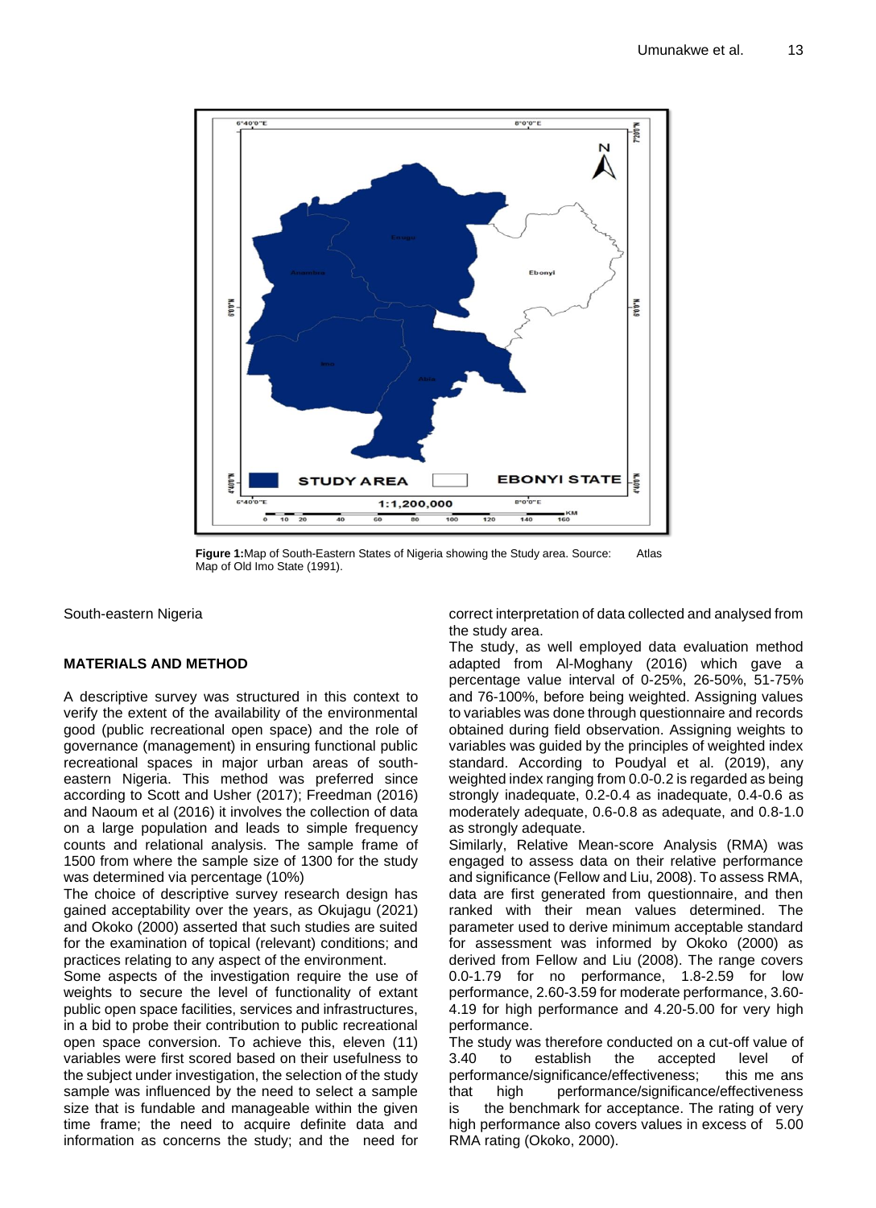**Figure 1:** Map of South-Eastern States of Nigeria showing the Study area. Source: Atlas Map of Old Imo State (1991).

South-eastern Nigeria

## MATERIALS AND METHOD

A descriptive survey was structured in this context to verify the extent of the availability of the environmental good (public recreational open space) and the role of governance (management) in ensuring functional public recreational spaces in major urban areas of south-eastern Nigeria. This method was preferred since according to Scott and Usher (2017); Freedman (2016) and Naoum et al (2016) it involves the collection of data on a large population and leads to simple frequency counts and relational analysis. The sample frame of 1500 from where the sample size of 1300 for the study was determined via percentage (10%)

The choice of descriptive survey research design has gained acceptability over the years, as Okujagu (2021) and Okoko (2000) asserted that such studies are suited for the examination of topical (relevant) conditions; and practices relating to any aspect of the environment.

Some aspects of the investigation require the use of weights to secure the level of functionality of extant public open space facilities, services and infrastructures, in a bid to probe their contribution to public recreational open space conversion. To achieve this, eleven (11) variables were first scored based on their usefulness to the subject under investigation, the selection of the study sample was influenced by the need to select a sample size that is fundable and manageable within the given time frame; the need to acquire definite data and information as concerns the study; and the need for correct interpretation of data collected and analysed from the study area.

The study, as well employed data evaluation method adapted from Al-Moghany (2016) which gave a percentage value interval of 0-25%, 26-50%, 51-75% and 76-100%, before being weighted. Assigning values to variables was done through questionnaire and records obtained during field observation. Assigning weights to variables was guided by the principles of weighted index standard. According to Poudyal et al. (2019), any weighted index ranging from 0.0-0.2 is regarded as being strongly inadequate, 0.2-0.4 as inadequate, 0.4-0.6 as moderately adequate, 0.6-0.8 as adequate, and 0.8-1.0 as strongly adequate.

Similarly, Relative Mean-score Analysis (RMA) was engaged to assess data on their relative performance and significance (Fellow and Liu, 2008). To assess RMA, data are first generated from questionnaire, and then ranked with their mean values determined. The parameter used to derive minimum acceptable standard for assessment was informed by Okoko (2000) as derived from Fellow and Liu (2008). The range covers 0.0-1.79 for no performance, 1.8-2.59 for low performance, 2.60-3.59 for moderate performance, 3.60-4.19 for high performance and 4.20-5.00 for very high performance.

The study was therefore conducted on a cut-off value of 3.40 to establish the accepted level of performance/significance/effectiveness; this me ans that high performance/significance/effectiveness is the benchmark for acceptance. The rating of very high performance also covers values in excess of 5.00 RMA rating (Okoko, 2000).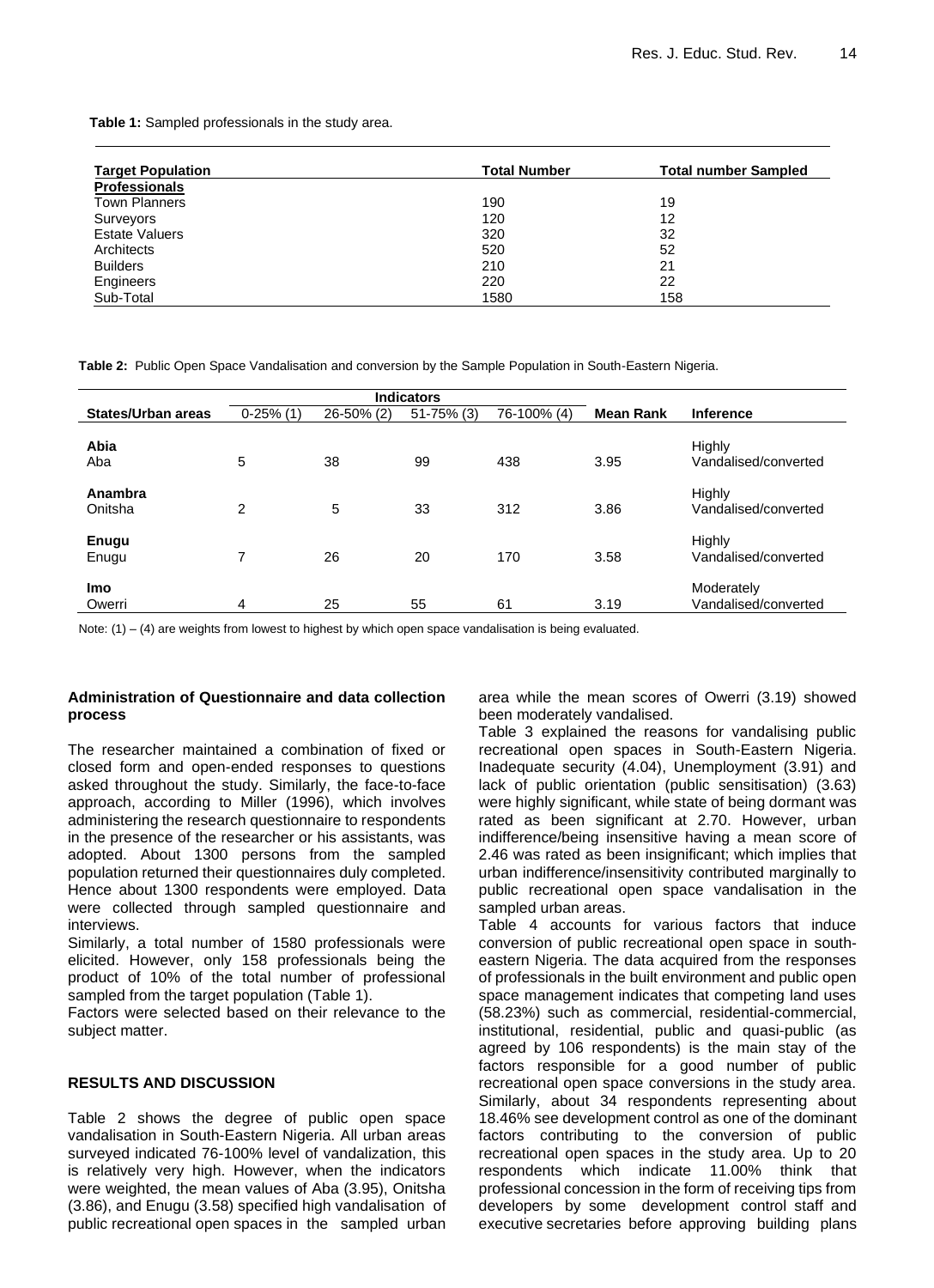**Table 1:** Sampled professionals in the study area.

| Target Population | Total Number | Total number Sampled |
|---|---|---|
| **Professionals** | | |
| Town Planners | 190 | 19 |
| Surveyors | 120 | 12 |
| Estate Valuers | 320 | 32 |
| Architects | 520 | 52 |
| Builders | 210 | 21 |
| Engineers | 220 | 22 |
| Sub-Total | 1580 | 158 |

**Table 2:** Public Open Space Vandalisation and conversion by the Sample Population in South-Eastern Nigeria.

| | Indicators | | | | | |
|---|---|---|---|---|---|---|
| **States/Urban areas** | 0-25% (1) | 26-50% (2) | 51-75% (3) | 76-100% (4) | **Mean Rank** | **Inference** |
| **Abia** | | | | | | |
| Aba | 5 | 38 | 99 | 438 | 3.95 | Highly Vandalised/converted |
| **Anambra** | | | | | | |
| Onitsha | 2 | 5 | 33 | 312 | 3.86 | Highly Vandalised/converted |
| **Enugu** | | | | | | |
| Enugu | 7 | 26 | 20 | 170 | 3.58 | Highly Vandalised/converted |
| **Imo** | | | | | | |
| Owerri | 4 | 25 | 55 | 61 | 3.19 | Moderately Vandalised/converted |

Note: (1) – (4) are weights from lowest to highest by which open space vandalisation is being evaluated.

**Administration of Questionnaire and data collection process**

The researcher maintained a combination of fixed or closed form and open-ended responses to questions asked throughout the study. Similarly, the face-to-face approach, according to Miller (1996), which involves administering the research questionnaire to respondents in the presence of the researcher or his assistants, was adopted. About 1300 persons from the sampled population returned their questionnaires duly completed. Hence about 1300 respondents were employed. Data were collected through sampled questionnaire and interviews.

Similarly, a total number of 1580 professionals were elicited. However, only 158 professionals being the product of 10% of the total number of professional sampled from the target population (Table 1).

Factors were selected based on their relevance to the subject matter.

## RESULTS AND DISCUSSION

Table 2 shows the degree of public open space vandalisation in South-Eastern Nigeria. All urban areas surveyed indicated 76-100% level of vandalization, this is relatively very high. However, when the indicators were weighted, the mean values of Aba (3.95), Onitsha (3.86), and Enugu (3.58) specified high vandalisation of public recreational open spaces in the sampled urban area while the mean scores of Owerri (3.19) showed been moderately vandalised.

Table 3 explained the reasons for vandalising public recreational open spaces in South-Eastern Nigeria. Inadequate security (4.04), Unemployment (3.91) and lack of public orientation (public sensitisation) (3.63) were highly significant, while state of being dormant was rated as been significant at 2.70. However, urban indifference/being insensitive having a mean score of 2.46 was rated as been insignificant; which implies that urban indifference/insensitivity contributed marginally to public recreational open space vandalisation in the sampled urban areas.

Table 4 accounts for various factors that induce conversion of public recreational open space in south-eastern Nigeria. The data acquired from the responses of professionals in the built environment and public open space management indicates that competing land uses (58.23%) such as commercial, residential-commercial, institutional, residential, public and quasi-public (as agreed by 106 respondents) is the main stay of the factors responsible for a good number of public recreational open space conversions in the study area. Similarly, about 34 respondents representing about 18.46% see development control as one of the dominant factors contributing to the conversion of public recreational open spaces in the study area. Up to 20 respondents which indicate 11.00% think that professional concession in the form of receiving tips from developers by some development control staff and executive secretaries before approving building plans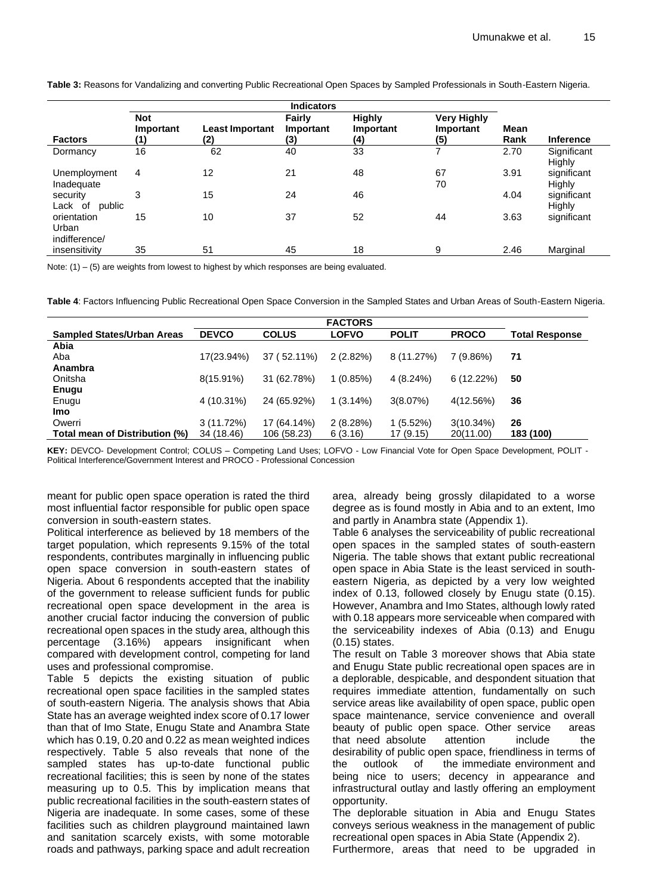**Table 3:** Reasons for Vandalizing and converting Public Recreational Open Spaces by Sampled Professionals in South-Eastern Nigeria.

| | Indicators | | | | | | |
|---|---|---|---|---|---|---|---|
| **Factors** | **Not Important (1)** | **Least Important (2)** | **Fairly Important (3)** | **Highly Important (4)** | **Very Highly Important (5)** | **Mean Rank** | **Inference** |
| Dormancy | 16 | 62 | 40 | 33 | 7 | 2.70 | Significant |
| Unemployment | 4 | 12 | 21 | 48 | 67 | 3.91 | Highly significant |
| Inadequate security | 3 | 15 | 24 | 46 | 70 | 4.04 | Highly significant |
| Lack of public orientation | 15 | 10 | 37 | 52 | 44 | 3.63 | Highly significant |
| Urban indifference/ insensitivity | 35 | 51 | 45 | 18 | 9 | 2.46 | Marginal |

Note: (1) – (5) are weights from lowest to highest by which responses are being evaluated.

**Table 4**: Factors Influencing Public Recreational Open Space Conversion in the Sampled States and Urban Areas of South-Eastern Nigeria.

| | FACTORS | | | | | |
|---|---|---|---|---|---|---|
| **Sampled States/Urban Areas** | **DEVCO** | **COLUS** | **LOFVO** | **POLIT** | **PROCO** | **Total Response** |
| **Abia** | | | | | | |
| Aba | 17(23.94%) | 37 ( 52.11%) | 2 (2.82%) | 8 (11.27%) | 7 (9.86%) | **71** |
| **Anambra** | | | | | | |
| Onitsha | 8(15.91%) | 31 (62.78%) | 1 (0.85%) | 4 (8.24%) | 6 (12.22%) | **50** |
| **Enugu** | | | | | | |
| Enugu | 4 (10.31%) | 24 (65.92%) | 1 (3.14%) | 3(8.07%) | 4(12.56%) | **36** |
| **Imo** | | | | | | |
| Owerri | 3 (11.72%) | 17 (64.14%) | 2 (8.28%) | 1 (5.52%) | 3(10.34%) | **26** |
| **Total mean of Distribution (%)** | 34 (18.46) | 106 (58.23) | 6 (3.16) | 17 (9.15) | 20(11.00) | **183 (100)** |

**KEY:** DEVCO- Development Control; COLUS – Competing Land Uses; LOFVO - Low Financial Vote for Open Space Development, POLIT - Political Interference/Government Interest and PROCO - Professional Concession

meant for public open space operation is rated the third most influential factor responsible for public open space conversion in south-eastern states.

Political interference as believed by 18 members of the target population, which represents 9.15% of the total respondents, contributes marginally in influencing public open space conversion in south-eastern states of Nigeria. About 6 respondents accepted that the inability of the government to release sufficient funds for public recreational open space development in the area is another crucial factor inducing the conversion of public recreational open spaces in the study area, although this percentage (3.16%) appears insignificant when compared with development control, competing for land uses and professional compromise.

Table 5 depicts the existing situation of public recreational open space facilities in the sampled states of south-eastern Nigeria. The analysis shows that Abia State has an average weighted index score of 0.17 lower than that of Imo State, Enugu State and Anambra State which has 0.19, 0.20 and 0.22 as mean weighted indices respectively. Table 5 also reveals that none of the sampled states has up-to-date functional public recreational facilities; this is seen by none of the states measuring up to 0.5. This by implication means that public recreational facilities in the south-eastern states of Nigeria are inadequate. In some cases, some of these facilities such as children playground maintained lawn and sanitation scarcely exists, with some motorable roads and pathways, parking space and adult recreation area, already being grossly dilapidated to a worse degree as is found mostly in Abia and to an extent, Imo and partly in Anambra state (Appendix 1).

Table 6 analyses the serviceability of public recreational open spaces in the sampled states of south-eastern Nigeria. The table shows that extant public recreational open space in Abia State is the least serviced in south-eastern Nigeria, as depicted by a very low weighted index of 0.13, followed closely by Enugu state (0.15). However, Anambra and Imo States, although lowly rated with 0.18 appears more serviceable when compared with the serviceability indexes of Abia (0.13) and Enugu (0.15) states.

The result on Table 3 moreover shows that Abia state and Enugu State public recreational open spaces are in a deplorable, despicable, and despondent situation that requires immediate attention, fundamentally on such service areas like availability of open space, public open space maintenance, service convenience and overall beauty of public open space. Other service areas that need absolute attention include the desirability of public open space, friendliness in terms of the outlook of the immediate environment and being nice to users; decency in appearance and infrastructural outlay and lastly offering an employment opportunity.

The deplorable situation in Abia and Enugu States conveys serious weakness in the management of public recreational open spaces in Abia State (Appendix 2).

Furthermore, areas that need to be upgraded in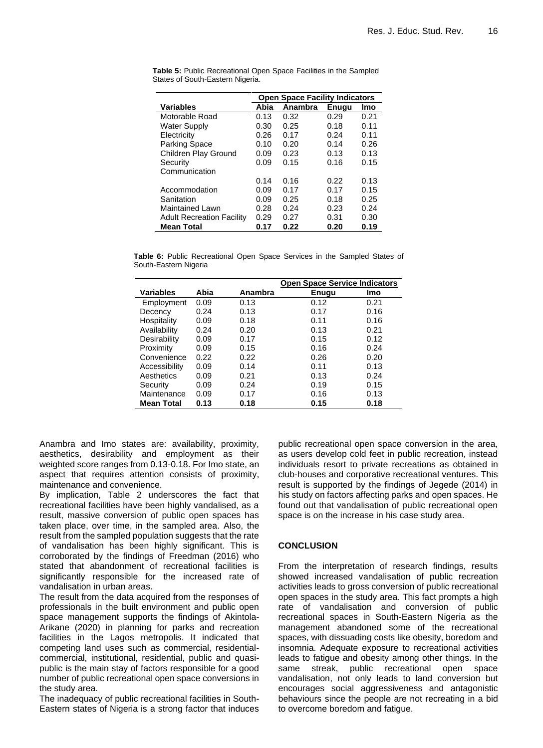**Table 5:** Public Recreational Open Space Facilities in the Sampled States of South-Eastern Nigeria.

| | Open Space Facility Indicators | | | |
|---|---|---|---|---|
| **Variables** | **Abia** | **Anambra** | **Enugu** | **Imo** |
| Motorable Road | 0.13 | 0.32 | 0.29 | 0.21 |
| Water Supply | 0.30 | 0.25 | 0.18 | 0.11 |
| Electricity | 0.26 | 0.17 | 0.24 | 0.11 |
| Parking Space | 0.10 | 0.20 | 0.14 | 0.26 |
| Children Play Ground | 0.09 | 0.23 | 0.13 | 0.13 |
| Security | 0.09 | 0.15 | 0.16 | 0.15 |
| Communication | 0.14 | 0.16 | 0.22 | 0.13 |
| Accommodation | 0.09 | 0.17 | 0.17 | 0.15 |
| Sanitation | 0.09 | 0.25 | 0.18 | 0.25 |
| Maintained Lawn | 0.28 | 0.24 | 0.23 | 0.24 |
| Adult Recreation Facility | 0.29 | 0.27 | 0.31 | 0.30 |
| **Mean Total** | **0.17** | **0.22** | **0.20** | **0.19** |

**Table 6:** Public Recreational Open Space Services in the Sampled States of South-Eastern Nigeria

| | | | Open Space Service Indicators | |
|---|---|---|---|---|
| **Variables** | **Abia** | **Anambra** | **Enugu** | **Imo** |
| Employment | 0.09 | 0.13 | 0.12 | 0.21 |
| Decency | 0.24 | 0.13 | 0.17 | 0.16 |
| Hospitality | 0.09 | 0.18 | 0.11 | 0.16 |
| Availability | 0.24 | 0.20 | 0.13 | 0.21 |
| Desirability | 0.09 | 0.17 | 0.15 | 0.12 |
| Proximity | 0.09 | 0.15 | 0.16 | 0.24 |
| Convenience | 0.22 | 0.22 | 0.26 | 0.20 |
| Accessibility | 0.09 | 0.14 | 0.11 | 0.13 |
| Aesthetics | 0.09 | 0.21 | 0.13 | 0.24 |
| Security | 0.09 | 0.24 | 0.19 | 0.15 |
| Maintenance | 0.09 | 0.17 | 0.16 | 0.13 |
| **Mean Total** | **0.13** | **0.18** | **0.15** | **0.18** |

Anambra and Imo states are: availability, proximity, aesthetics, desirability and employment as their weighted score ranges from 0.13-0.18. For Imo state, an aspect that requires attention consists of proximity, maintenance and convenience.

By implication, Table 2 underscores the fact that recreational facilities have been highly vandalised, as a result, massive conversion of public open spaces has taken place, over time, in the sampled area. Also, the result from the sampled population suggests that the rate of vandalisation has been highly significant. This is corroborated by the findings of Freedman (2016) who stated that abandonment of recreational facilities is significantly responsible for the increased rate of vandalisation in urban areas.

The result from the data acquired from the responses of professionals in the built environment and public open space management supports the findings of Akintola-Arikane (2020) in planning for parks and recreation facilities in the Lagos metropolis. It indicated that competing land uses such as commercial, residential-commercial, institutional, residential, public and quasi-public is the main stay of factors responsible for a good number of public recreational open space conversions in the study area.

The inadequacy of public recreational facilities in South-Eastern states of Nigeria is a strong factor that induces public recreational open space conversion in the area, as users develop cold feet in public recreation, instead individuals resort to private recreations as obtained in club-houses and corporative recreational ventures. This result is supported by the findings of Jegede (2014) in his study on factors affecting parks and open spaces. He found out that vandalisation of public recreational open space is on the increase in his case study area.

## CONCLUSION

From the interpretation of research findings, results showed increased vandalisation of public recreation activities leads to gross conversion of public recreational open spaces in the study area. This fact prompts a high rate of vandalisation and conversion of public recreational spaces in South-Eastern Nigeria as the management abandoned some of the recreational spaces, with dissuading costs like obesity, boredom and insomnia. Adequate exposure to recreational activities leads to fatigue and obesity among other things. In the same streak, public recreational open space vandalisation, not only leads to land conversion but encourages social aggressiveness and antagonistic behaviours since the people are not recreating in a bid to overcome boredom and fatigue.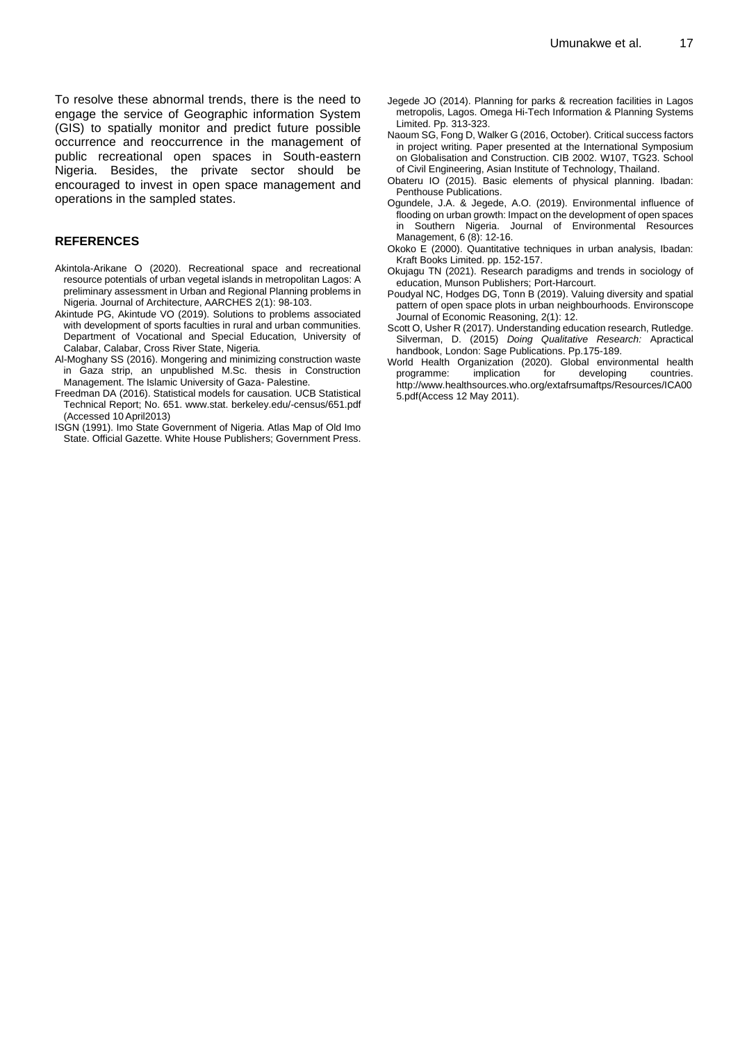To resolve these abnormal trends, there is the need to engage the service of Geographic information System (GIS) to spatially monitor and predict future possible occurrence and reoccurrence in the management of public recreational open spaces in South-eastern Nigeria. Besides, the private sector should be encouraged to invest in open space management and operations in the sampled states.

## REFERENCES

Akintola-Arikane O (2020). Recreational space and recreational resource potentials of urban vegetal islands in metropolitan Lagos: A preliminary assessment in Urban and Regional Planning problems in Nigeria. Journal of Architecture, AARCHES 2(1): 98-103.

Akintude PG, Akintude VO (2019). Solutions to problems associated with development of sports faculties in rural and urban communities. Department of Vocational and Special Education, University of Calabar, Calabar, Cross River State, Nigeria.

Al-Moghany SS (2016). Mongering and minimizing construction waste in Gaza strip, an unpublished M.Sc. thesis in Construction Management. The Islamic University of Gaza- Palestine.

Freedman DA (2016). Statistical models for causation. UCB Statistical Technical Report; No. 651. www.stat. berkeley.edu/-census/651.pdf (Accessed 10 April2013)

ISGN (1991). Imo State Government of Nigeria. Atlas Map of Old Imo State. Official Gazette. White House Publishers; Government Press.

Jegede JO (2014). Planning for parks & recreation facilities in Lagos metropolis, Lagos. Omega Hi-Tech Information & Planning Systems Limited. Pp. 313-323.

Naoum SG, Fong D, Walker G (2016, October). Critical success factors in project writing. Paper presented at the International Symposium on Globalisation and Construction. CIB 2002. W107, TG23. School of Civil Engineering, Asian Institute of Technology, Thailand.

Obateru IO (2015). Basic elements of physical planning. Ibadan: Penthouse Publications.

Ogundele, J.A. & Jegede, A.O. (2019). Environmental influence of flooding on urban growth: Impact on the development of open spaces in Southern Nigeria. Journal of Environmental Resources Management, 6 (8): 12-16.

Okoko E (2000). Quantitative techniques in urban analysis, Ibadan: Kraft Books Limited. pp. 152-157.

Okujagu TN (2021). Research paradigms and trends in sociology of education, Munson Publishers; Port-Harcourt.

Poudyal NC, Hodges DG, Tonn B (2019). Valuing diversity and spatial pattern of open space plots in urban neighbourhoods. Environscope Journal of Economic Reasoning, 2(1): 12.

Scott O, Usher R (2017). Understanding education research, Rutledge. Silverman, D. (2015) *Doing Qualitative Research:* Apractical handbook, London: Sage Publications. Pp.175-189.

World Health Organization (2020). Global environmental health programme: implication for developing countries. http://www.healthsources.who.org/extafrsumaftps/Resources/ICA005.pdf(Access 12 May 2011).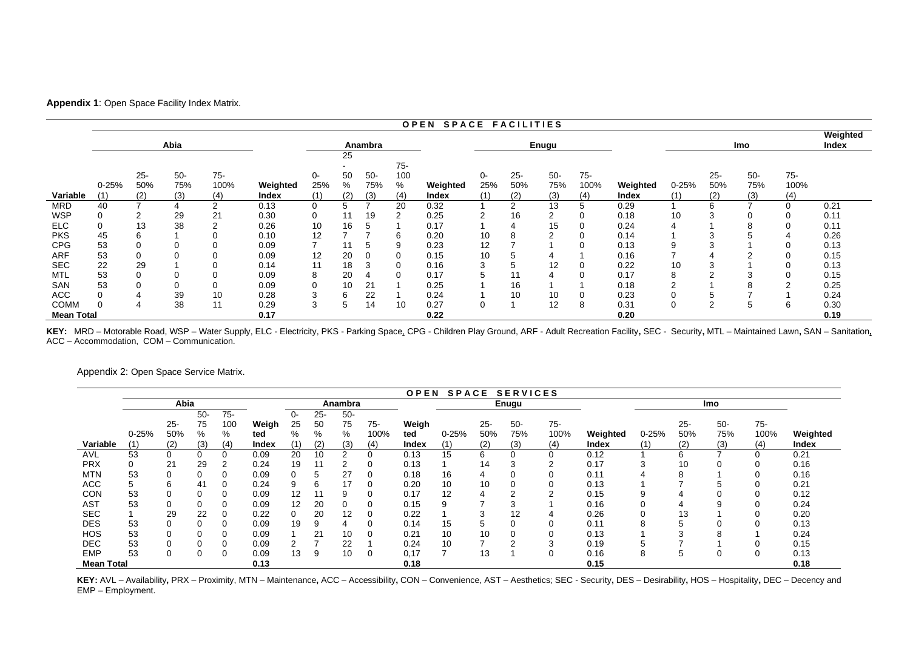**Appendix 1**: Open Space Facility Index Matrix.

| | OPEN SPACE FACILITIES | | | | | | | | | | | | | | | | | | | | |
|---|---|---|---|---|---|---|---|---|---|---|---|---|---|---|---|---|---|---|---|---|---|
| | Abia | | | | | Anambra | | | | | Enugu | | | | | Imo | | | | | Weighted Index |
| Variable | 0-25% (1) | 25-50% (2) | 50-75% (3) | 75-100% (4) | Weighted Index | 0-25% (1) | 25-50% (2) | 50-75% (3) | 75-100% (4) | Weighted Index | 0-25% (1) | 25-50% (2) | 50-75% (3) | 75-100% (4) | Weighted Index | 0-25% (1) | 25-50% (2) | 50-75% (3) | 75-100% (4) | | |
| MRD | 40 | 7 | 4 | 2 | 0.13 | 0 | 5 | 7 | 20 | 0.32 | 1 | 2 | 13 | 5 | 0.29 | 1 | 6 | 7 | 0 | | 0.21 |
| WSP | 0 | 2 | 29 | 21 | 0.30 | 0 | 11 | 19 | 2 | 0.25 | 2 | 16 | 2 | 0 | 0.18 | 10 | 3 | 0 | 0 | | 0.11 |
| ELC | 0 | 13 | 38 | 2 | 0.26 | 10 | 16 | 5 | 1 | 0.17 | 1 | 4 | 15 | 0 | 0.24 | 4 | 1 | 8 | 0 | | 0.11 |
| PKS | 45 | 6 | 1 | 0 | 0.10 | 12 | 7 | 7 | 6 | 0.20 | 10 | 8 | 2 | 0 | 0.14 | 1 | 3 | 5 | 4 | | 0.26 |
| CPG | 53 | 0 | 0 | 0 | 0.09 | 7 | 11 | 5 | 9 | 0.23 | 12 | 7 | 1 | 0 | 0.13 | 9 | 3 | 1 | 0 | | 0.13 |
| ARF | 53 | 0 | 0 | 0 | 0.09 | 12 | 20 | 0 | 0 | 0.15 | 10 | 5 | 4 | 1 | 0.16 | 7 | 4 | 2 | 0 | | 0.15 |
| SEC | 22 | 29 | 1 | 0 | 0.14 | 11 | 18 | 3 | 0 | 0.16 | 3 | 5 | 12 | 0 | 0.22 | 10 | 3 | 1 | 0 | | 0.13 |
| MTL | 53 | 0 | 0 | 0 | 0.09 | 8 | 20 | 4 | 0 | 0.17 | 5 | 11 | 4 | 0 | 0.17 | 8 | 2 | 3 | 0 | | 0.15 |
| SAN | 53 | 0 | 0 | 0 | 0.09 | 0 | 10 | 21 | 1 | 0.25 | 1 | 16 | 1 | 1 | 0.18 | 2 | 1 | 8 | 2 | | 0.25 |
| ACC | 0 | 4 | 39 | 10 | 0.28 | 3 | 6 | 22 | 1 | 0.24 | 1 | 10 | 10 | 0 | 0.23 | 0 | 5 | 7 | 1 | | 0.24 |
| COMM | 0 | 4 | 38 | 11 | 0.29 | 3 | 5 | 14 | 10 | 0.27 | 0 | 1 | 12 | 8 | 0.31 | 0 | 2 | 5 | 6 | | 0.30 |
| Mean Total | | | | | 0.17 | | | | | 0.22 | | | | | 0.20 | | | | | | 0.19 |

**KEY:** MRD – Motorable Road, WSP – Water Supply, ELC - Electricity, PKS - Parking Space, CPG - Children Play Ground, ARF - Adult Recreation Facility, SEC - Security, MTL – Maintained Lawn, SAN – Sanitation, ACC – Accommodation, COM – Communication.

Appendix 2: Open Space Service Matrix.

| | OPEN SPACE SERVICES | | | | | | | | | | | | | | | | | | | |
|---|---|---|---|---|---|---|---|---|---|---|---|---|---|---|---|---|---|---|---|---|
| | Abia | | | | | Anambra | | | | | Enugu | | | | | Imo | | | | |
| Variable | 0-25% (1) | 25-50% (2) | 50-75% (3) | 75-100% (4) | Weighted Index | 0-25% (1) | 25-50% (2) | 50-75% (3) | 75-100% (4) | Weighted Index | 0-25% (1) | 25-50% (2) | 50-75% (3) | 75-100% (4) | Weighted Index | 0-25% (1) | 25-50% (2) | 50-75% (3) | 75-100% (4) | Weighted Index |
| AVL | 53 | 0 | 0 | 0 | 0.09 | 20 | 10 | 2 | 0 | 0.13 | 15 | 6 | 0 | 0 | 0.12 | 1 | 6 | 7 | 0 | 0.21 |
| PRX | 0 | 21 | 29 | 2 | 0.24 | 19 | 11 | 2 | 0 | 0.13 | 1 | 14 | 3 | 2 | 0.17 | 3 | 10 | 0 | 0 | 0.16 |
| MTN | 53 | 0 | 0 | 0 | 0.09 | 0 | 5 | 27 | 0 | 0.18 | 16 | 4 | 0 | 0 | 0.11 | 4 | 8 | 1 | 0 | 0.16 |
| ACC | 5 | 6 | 41 | 0 | 0.24 | 9 | 6 | 17 | 0 | 0.20 | 10 | 10 | 0 | 0 | 0.13 | 1 | 7 | 5 | 0 | 0.21 |
| CON | 53 | 0 | 0 | 0 | 0.09 | 12 | 11 | 9 | 0 | 0.17 | 12 | 4 | 2 | 2 | 0.15 | 9 | 4 | 0 | 0 | 0.12 |
| AST | 53 | 0 | 0 | 0 | 0.09 | 12 | 20 | 0 | 0 | 0.15 | 9 | 7 | 3 | 1 | 0.16 | 0 | 4 | 9 | 0 | 0.24 |
| SEC | 1 | 29 | 22 | 0 | 0.22 | 0 | 20 | 12 | 0 | 0.22 | 1 | 3 | 12 | 4 | 0.26 | 0 | 13 | 1 | 0 | 0.20 |
| DES | 53 | 0 | 0 | 0 | 0.09 | 19 | 9 | 4 | 0 | 0.14 | 15 | 5 | 0 | 0 | 0.11 | 8 | 5 | 0 | 0 | 0.13 |
| HOS | 53 | 0 | 0 | 0 | 0.09 | 1 | 21 | 10 | 0 | 0.21 | 10 | 10 | 0 | 0 | 0.13 | 1 | 3 | 8 | 1 | 0.24 |
| DEC | 53 | 0 | 0 | 0 | 0.09 | 2 | 7 | 22 | 1 | 0.24 | 10 | 7 | 2 | 3 | 0.19 | 5 | 7 | 1 | 0 | 0.15 |
| EMP | 53 | 0 | 0 | 0 | 0.09 | 13 | 9 | 10 | 0 | 0,17 | 7 | 13 | 1 | 0 | 0.16 | 8 | 5 | 0 | 0 | 0.13 |
| Mean Total | | | | | 0.13 | | | | | 0.18 | | | | | 0.15 | | | | | 0.18 |

**KEY:** AVL – Availability, PRX – Proximity, MTN – Maintenance, ACC – Accessibility, CON – Convenience, AST – Aesthetics; SEC - Security, DES – Desirability, HOS – Hospitality, DEC – Decency and EMP – Employment.